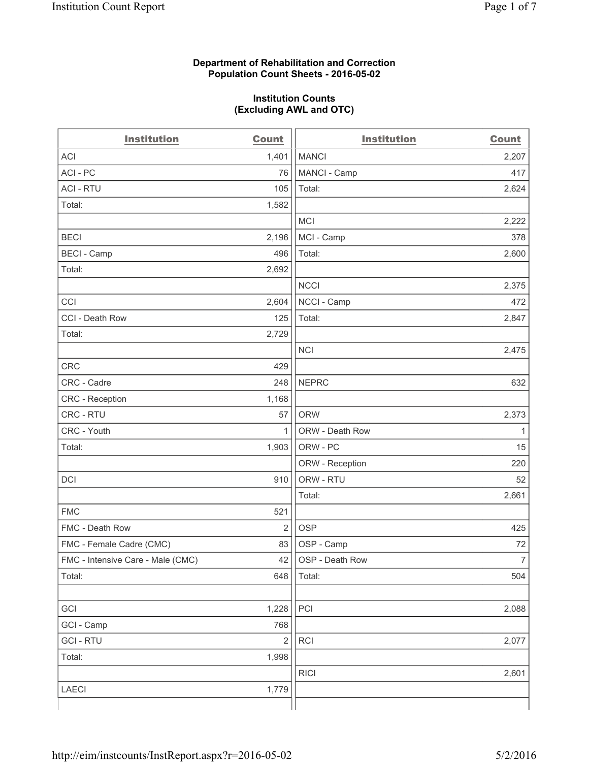**Department of Rehabilitation and Correction**
**Population Count Sheets - 2016-05-02**

**Institution Counts**
**(Excluding AWL and OTC)**

| Institution | Count | Institution | Count |
|---|---|---|---|
| ACI | 1,401 | MANCI | 2,207 |
| ACI - PC | 76 | MANCI - Camp | 417 |
| ACI - RTU | 105 | Total: | 2,624 |
| Total: | 1,582 | | |
| | | MCI | 2,222 |
| BECI | 2,196 | MCI - Camp | 378 |
| BECI - Camp | 496 | Total: | 2,600 |
| Total: | 2,692 | | |
| | | NCCI | 2,375 |
| CCI | 2,604 | NCCI - Camp | 472 |
| CCI - Death Row | 125 | Total: | 2,847 |
| Total: | 2,729 | | |
| | | NCI | 2,475 |
| CRC | 429 | | |
| CRC - Cadre | 248 | NEPRC | 632 |
| CRC - Reception | 1,168 | | |
| CRC - RTU | 57 | ORW | 2,373 |
| CRC - Youth | 1 | ORW - Death Row | 1 |
| Total: | 1,903 | ORW - PC | 15 |
| | | ORW - Reception | 220 |
| DCI | 910 | ORW - RTU | 52 |
| | | Total: | 2,661 |
| FMC | 521 | | |
| FMC - Death Row | 2 | OSP | 425 |
| FMC - Female Cadre (CMC) | 83 | OSP - Camp | 72 |
| FMC - Intensive Care - Male (CMC) | 42 | OSP - Death Row | 7 |
| Total: | 648 | Total: | 504 |
| | | | |
| GCI | 1,228 | PCI | 2,088 |
| GCI - Camp | 768 | | |
| GCI - RTU | 2 | RCI | 2,077 |
| Total: | 1,998 | | |
| | | RICI | 2,601 |
| LAECI | 1,779 | | |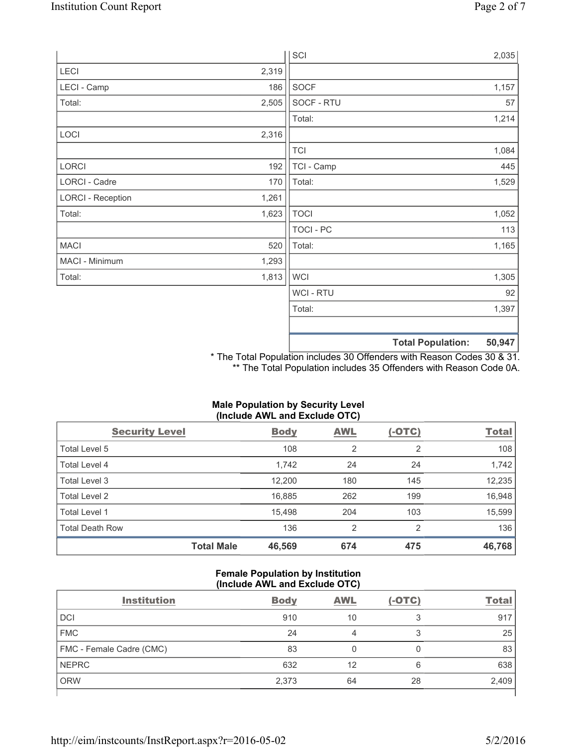| | |
|---|---|
| LECI | 2,319 |
| LECI - Camp | 186 |
| Total: | 2,505 |
| | |
| LOCI | 2,316 |
| | |
| LORCI | 192 |
| LORCI - Cadre | 170 |
| LORCI - Reception | 1,261 |
| Total: | 1,623 |
| | |
| MACI | 520 |
| MACI - Minimum | 1,293 |
| Total: | 1,813 |

| | |
|---|---|
| SCI | 2,035 |
| | |
| SOCF | 1,157 |
| SOCF - RTU | 57 |
| Total: | 1,214 |
| | |
| TCI | 1,084 |
| TCI - Camp | 445 |
| Total: | 1,529 |
| | |
| TOCI | 1,052 |
| TOCI - PC | 113 |
| Total: | 1,165 |
| | |
| WCI | 1,305 |
| WCI - RTU | 92 |
| Total: | 1,397 |
| | |
| **Total Population:** | **50,947** |

\* The Total Population includes 30 Offenders with Reason Codes 30 & 31.
\*\* The Total Population includes 35 Offenders with Reason Code 0A.

**Male Population by Security Level (Include AWL and Exclude OTC)**

| Security Level | Body | AWL | (-OTC) | Total |
|---|---|---|---|---|
| Total Level 5 | 108 | 2 | 2 | 108 |
| Total Level 4 | 1,742 | 24 | 24 | 1,742 |
| Total Level 3 | 12,200 | 180 | 145 | 12,235 |
| Total Level 2 | 16,885 | 262 | 199 | 16,948 |
| Total Level 1 | 15,498 | 204 | 103 | 15,599 |
| Total Death Row | 136 | 2 | 2 | 136 |
| **Total Male** | **46,569** | **674** | **475** | **46,768** |

**Female Population by Institution (Include AWL and Exclude OTC)**

| Institution | Body | AWL | (-OTC) | Total |
|---|---|---|---|---|
| DCI | 910 | 10 | 3 | 917 |
| FMC | 24 | 4 | 3 | 25 |
| FMC - Female Cadre (CMC) | 83 | 0 | 0 | 83 |
| NEPRC | 632 | 12 | 6 | 638 |
| ORW | 2,373 | 64 | 28 | 2,409 |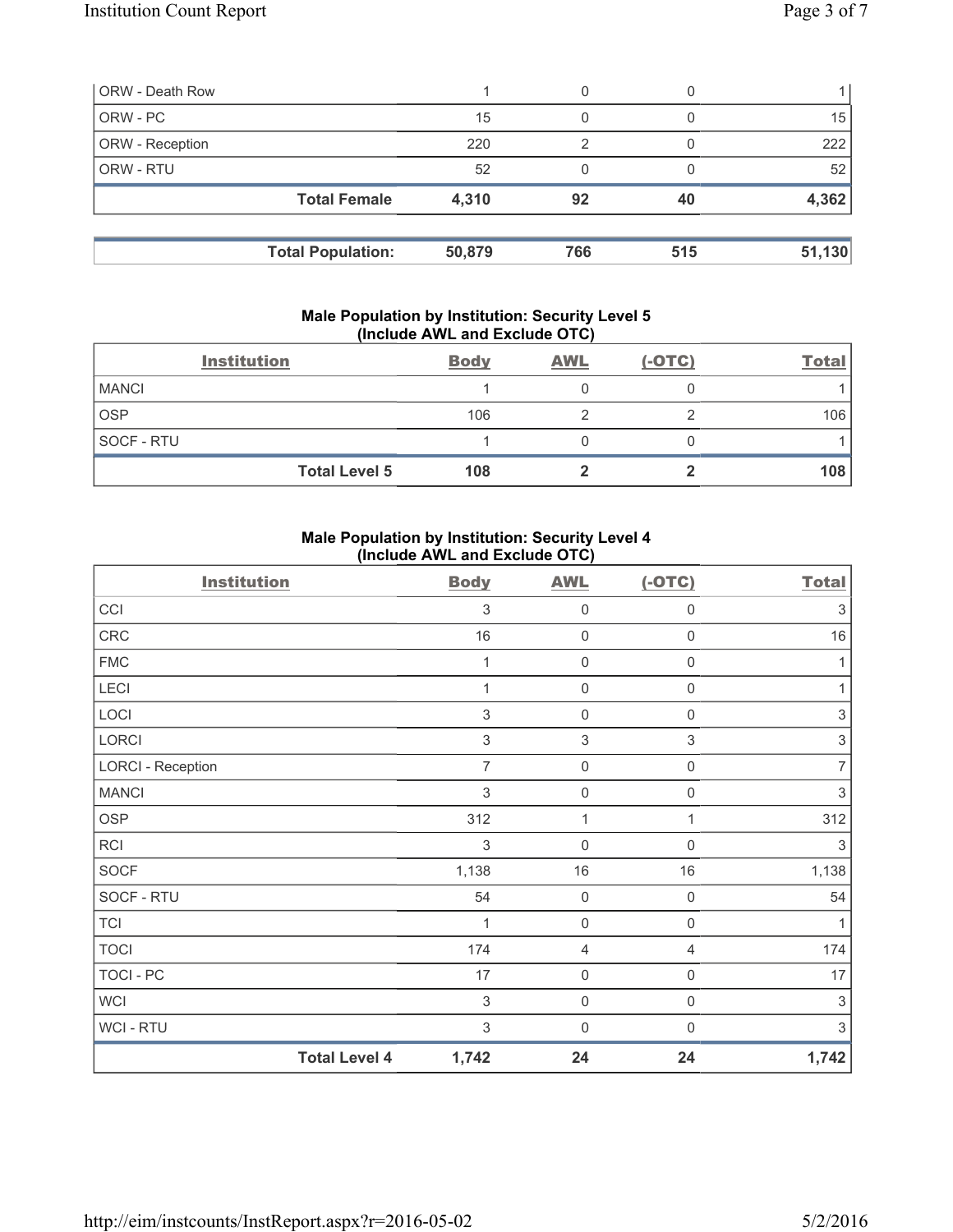| | | | | |
|---|---|---|---|---|
| ORW - Death Row | 1 | 0 | 0 | 1 |
| ORW - PC | 15 | 0 | 0 | 15 |
| ORW - Reception | 220 | 2 | 0 | 222 |
| ORW - RTU | 52 | 0 | 0 | 52 |
| **Total Female** | **4,310** | **92** | **40** | **4,362** |

| | | | | |
|---|---|---|---|---|
| **Total Population:** | **50,879** | **766** | **515** | **51,130** |

### Male Population by Institution: Security Level 5 (Include AWL and Exclude OTC)

| Institution | Body | AWL | (-OTC) | Total |
|---|---|---|---|---|
| MANCI | 1 | 0 | 0 | 1 |
| OSP | 106 | 2 | 2 | 106 |
| SOCF - RTU | 1 | 0 | 0 | 1 |
| **Total Level 5** | **108** | **2** | **2** | **108** |

### Male Population by Institution: Security Level 4 (Include AWL and Exclude OTC)

| Institution | Body | AWL | (-OTC) | Total |
|---|---|---|---|---|
| CCI | 3 | 0 | 0 | 3 |
| CRC | 16 | 0 | 0 | 16 |
| FMC | 1 | 0 | 0 | 1 |
| LECI | 1 | 0 | 0 | 1 |
| LOCI | 3 | 0 | 0 | 3 |
| LORCI | 3 | 3 | 3 | 3 |
| LORCI - Reception | 7 | 0 | 0 | 7 |
| MANCI | 3 | 0 | 0 | 3 |
| OSP | 312 | 1 | 1 | 312 |
| RCI | 3 | 0 | 0 | 3 |
| SOCF | 1,138 | 16 | 16 | 1,138 |
| SOCF - RTU | 54 | 0 | 0 | 54 |
| TCI | 1 | 0 | 0 | 1 |
| TOCI | 174 | 4 | 4 | 174 |
| TOCI - PC | 17 | 0 | 0 | 17 |
| WCI | 3 | 0 | 0 | 3 |
| WCI - RTU | 3 | 0 | 0 | 3 |
| **Total Level 4** | **1,742** | **24** | **24** | **1,742** |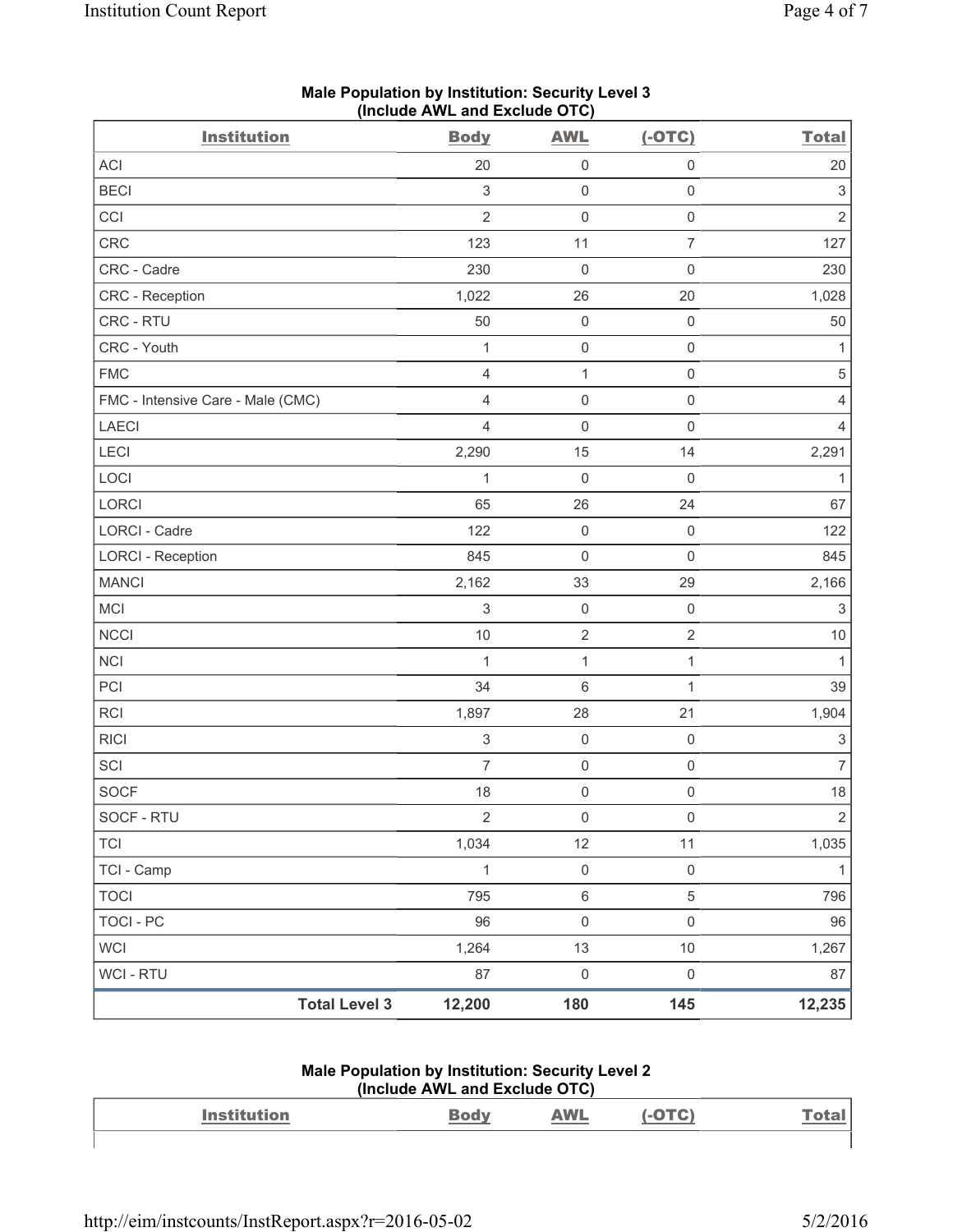## Male Population by Institution: Security Level 3 (Include AWL and Exclude OTC)

| Institution | Body | AWL | (-OTC) | Total |
|---|---|---|---|---|
| ACI | 20 | 0 | 0 | 20 |
| BECI | 3 | 0 | 0 | 3 |
| CCI | 2 | 0 | 0 | 2 |
| CRC | 123 | 11 | 7 | 127 |
| CRC - Cadre | 230 | 0 | 0 | 230 |
| CRC - Reception | 1,022 | 26 | 20 | 1,028 |
| CRC - RTU | 50 | 0 | 0 | 50 |
| CRC - Youth | 1 | 0 | 0 | 1 |
| FMC | 4 | 1 | 0 | 5 |
| FMC - Intensive Care - Male (CMC) | 4 | 0 | 0 | 4 |
| LAECI | 4 | 0 | 0 | 4 |
| LECI | 2,290 | 15 | 14 | 2,291 |
| LOCI | 1 | 0 | 0 | 1 |
| LORCI | 65 | 26 | 24 | 67 |
| LORCI - Cadre | 122 | 0 | 0 | 122 |
| LORCI - Reception | 845 | 0 | 0 | 845 |
| MANCI | 2,162 | 33 | 29 | 2,166 |
| MCI | 3 | 0 | 0 | 3 |
| NCCI | 10 | 2 | 2 | 10 |
| NCI | 1 | 1 | 1 | 1 |
| PCI | 34 | 6 | 1 | 39 |
| RCI | 1,897 | 28 | 21 | 1,904 |
| RICI | 3 | 0 | 0 | 3 |
| SCI | 7 | 0 | 0 | 7 |
| SOCF | 18 | 0 | 0 | 18 |
| SOCF - RTU | 2 | 0 | 0 | 2 |
| TCI | 1,034 | 12 | 11 | 1,035 |
| TCI - Camp | 1 | 0 | 0 | 1 |
| TOCI | 795 | 6 | 5 | 796 |
| TOCI - PC | 96 | 0 | 0 | 96 |
| WCI | 1,264 | 13 | 10 | 1,267 |
| WCI - RTU | 87 | 0 | 0 | 87 |
| **Total Level 3** | **12,200** | **180** | **145** | **12,235** |

## Male Population by Institution: Security Level 2 (Include AWL and Exclude OTC)

| Institution | Body | AWL | (-OTC) | Total |
|---|---|---|---|---|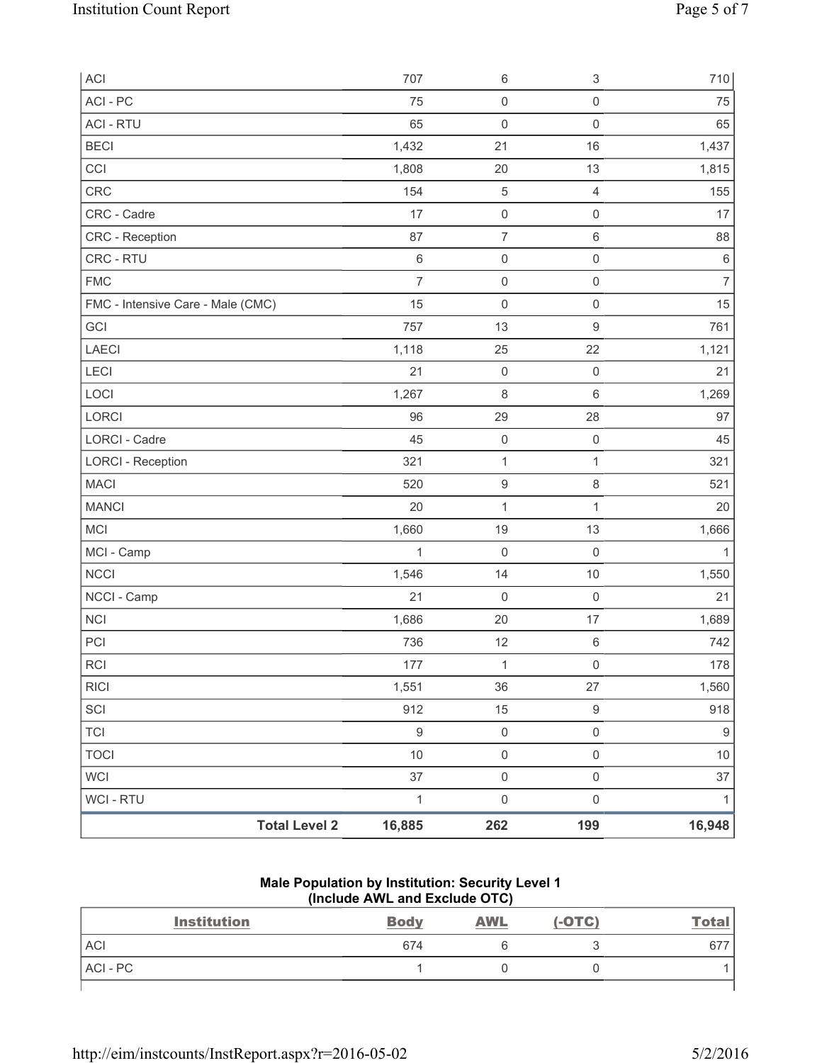| | | | | |
|---|---|---|---|---|
| ACI | 707 | 6 | 3 | 710 |
| ACI - PC | 75 | 0 | 0 | 75 |
| ACI - RTU | 65 | 0 | 0 | 65 |
| BECI | 1,432 | 21 | 16 | 1,437 |
| CCI | 1,808 | 20 | 13 | 1,815 |
| CRC | 154 | 5 | 4 | 155 |
| CRC - Cadre | 17 | 0 | 0 | 17 |
| CRC - Reception | 87 | 7 | 6 | 88 |
| CRC - RTU | 6 | 0 | 0 | 6 |
| FMC | 7 | 0 | 0 | 7 |
| FMC - Intensive Care - Male (CMC) | 15 | 0 | 0 | 15 |
| GCI | 757 | 13 | 9 | 761 |
| LAECI | 1,118 | 25 | 22 | 1,121 |
| LECI | 21 | 0 | 0 | 21 |
| LOCI | 1,267 | 8 | 6 | 1,269 |
| LORCI | 96 | 29 | 28 | 97 |
| LORCI - Cadre | 45 | 0 | 0 | 45 |
| LORCI - Reception | 321 | 1 | 1 | 321 |
| MACI | 520 | 9 | 8 | 521 |
| MANCI | 20 | 1 | 1 | 20 |
| MCI | 1,660 | 19 | 13 | 1,666 |
| MCI - Camp | 1 | 0 | 0 | 1 |
| NCCI | 1,546 | 14 | 10 | 1,550 |
| NCCI - Camp | 21 | 0 | 0 | 21 |
| NCI | 1,686 | 20 | 17 | 1,689 |
| PCI | 736 | 12 | 6 | 742 |
| RCI | 177 | 1 | 0 | 178 |
| RICI | 1,551 | 36 | 27 | 1,560 |
| SCI | 912 | 15 | 9 | 918 |
| TCI | 9 | 0 | 0 | 9 |
| TOCI | 10 | 0 | 0 | 10 |
| WCI | 37 | 0 | 0 | 37 |
| WCI - RTU | 1 | 0 | 0 | 1 |
| **Total Level 2** | **16,885** | **262** | **199** | **16,948** |

**Male Population by Institution: Security Level 1**
**(Include AWL and Exclude OTC)**

| Institution | Body | AWL | (-OTC) | Total |
|---|---|---|---|---|
| ACI | 674 | 6 | 3 | 677 |
| ACI - PC | 1 | 0 | 0 | 1 |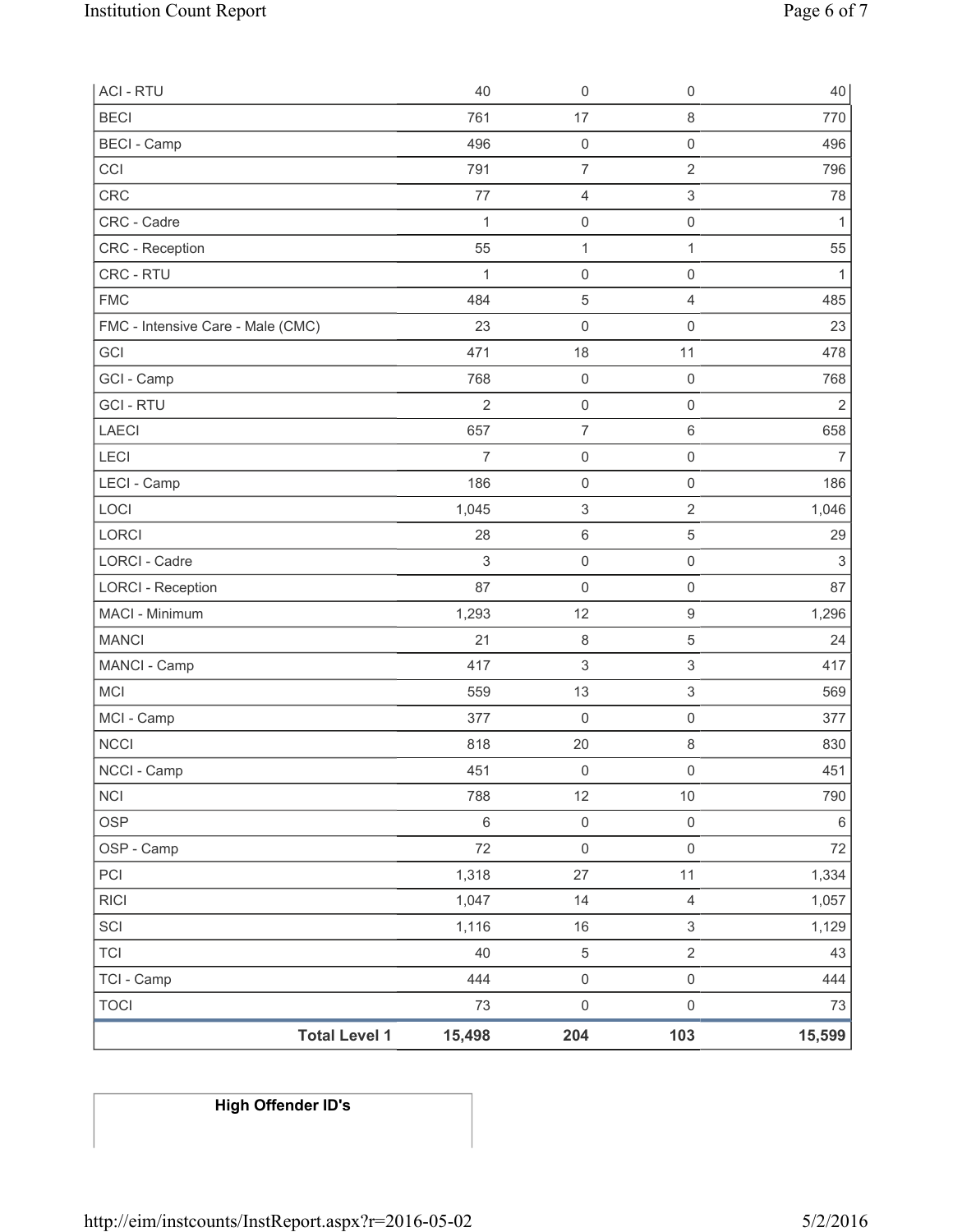| | | | | |
|---|---|---|---|---|
| ACI - RTU | 40 | 0 | 0 | 40 |
| BECI | 761 | 17 | 8 | 770 |
| BECI - Camp | 496 | 0 | 0 | 496 |
| CCI | 791 | 7 | 2 | 796 |
| CRC | 77 | 4 | 3 | 78 |
| CRC - Cadre | 1 | 0 | 0 | 1 |
| CRC - Reception | 55 | 1 | 1 | 55 |
| CRC - RTU | 1 | 0 | 0 | 1 |
| FMC | 484 | 5 | 4 | 485 |
| FMC - Intensive Care - Male (CMC) | 23 | 0 | 0 | 23 |
| GCI | 471 | 18 | 11 | 478 |
| GCI - Camp | 768 | 0 | 0 | 768 |
| GCI - RTU | 2 | 0 | 0 | 2 |
| LAECI | 657 | 7 | 6 | 658 |
| LECI | 7 | 0 | 0 | 7 |
| LECI - Camp | 186 | 0 | 0 | 186 |
| LOCI | 1,045 | 3 | 2 | 1,046 |
| LORCI | 28 | 6 | 5 | 29 |
| LORCI - Cadre | 3 | 0 | 0 | 3 |
| LORCI - Reception | 87 | 0 | 0 | 87 |
| MACI - Minimum | 1,293 | 12 | 9 | 1,296 |
| MANCI | 21 | 8 | 5 | 24 |
| MANCI - Camp | 417 | 3 | 3 | 417 |
| MCI | 559 | 13 | 3 | 569 |
| MCI - Camp | 377 | 0 | 0 | 377 |
| NCCI | 818 | 20 | 8 | 830 |
| NCCI - Camp | 451 | 0 | 0 | 451 |
| NCI | 788 | 12 | 10 | 790 |
| OSP | 6 | 0 | 0 | 6 |
| OSP - Camp | 72 | 0 | 0 | 72 |
| PCI | 1,318 | 27 | 11 | 1,334 |
| RICI | 1,047 | 14 | 4 | 1,057 |
| SCI | 1,116 | 16 | 3 | 1,129 |
| TCI | 40 | 5 | 2 | 43 |
| TCI - Camp | 444 | 0 | 0 | 444 |
| TOCI | 73 | 0 | 0 | 73 |
| **Total Level 1** | **15,498** | **204** | **103** | **15,599** |

| **High Offender ID's** |
|---|
| |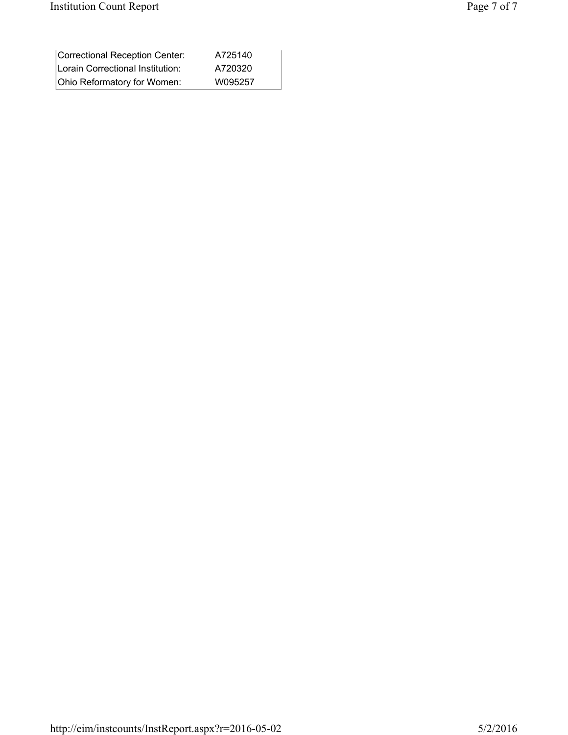| | |
|---|---|
| Correctional Reception Center: | A725140 |
| Lorain Correctional Institution: | A720320 |
| Ohio Reformatory for Women: | W095257 |